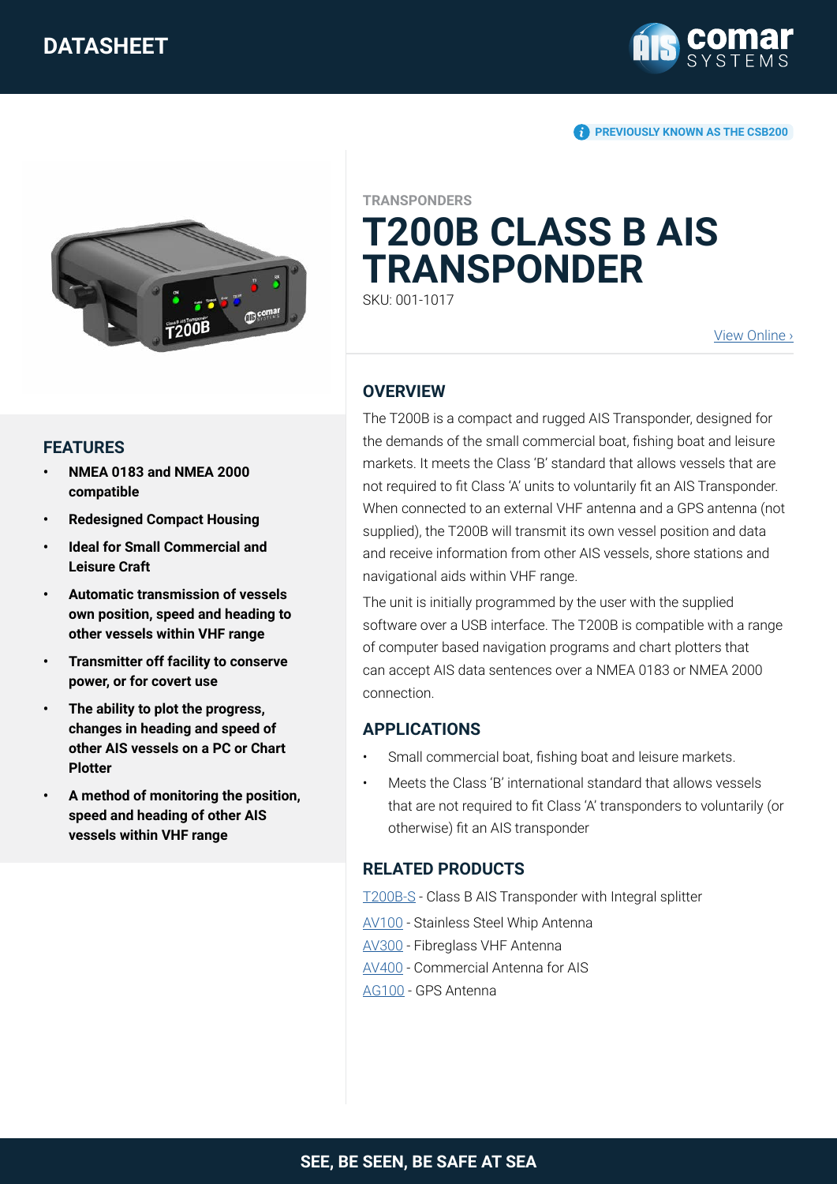DATASHEET

PREVIOUSLY KNOWN AS THE CSB200

TRANSPONDERS

# T200B CLASS B AIS TRANSPONDER

SKU: 001-1017

View Online ›

## FEATURES

- **NMEA 0183 and NMEA 2000 compatible**
- **Redesigned Compact Housing**
- **Ideal for Small Commercial and Leisure Craft**
- **Automatic transmission of vessels own position, speed and heading to other vessels within VHF range**
- **Transmitter off facility to conserve power, or for covert use**
- **The ability to plot the progress, changes in heading and speed of other AIS vessels on a PC or Chart Plotter**
- **A method of monitoring the position, speed and heading of other AIS vessels within VHF range**

## OVERVIEW

The T200B is a compact and rugged AIS Transponder, designed for the demands of the small commercial boat, fishing boat and leisure markets. It meets the Class 'B' standard that allows vessels that are not required to fit Class 'A' units to voluntarily fit an AIS Transponder. When connected to an external VHF antenna and a GPS antenna (not supplied), the T200B will transmit its own vessel position and data and receive information from other AIS vessels, shore stations and navigational aids within VHF range.

The unit is initially programmed by the user with the supplied software over a USB interface. The T200B is compatible with a range of computer based navigation programs and chart plotters that can accept AIS data sentences over a NMEA 0183 or NMEA 2000 connection.

## APPLICATIONS

- Small commercial boat, fishing boat and leisure markets.
- Meets the Class 'B' international standard that allows vessels that are not required to fit Class 'A' transponders to voluntarily (or otherwise) fit an AIS transponder

## RELATED PRODUCTS

T200B-S - Class B AIS Transponder with Integral splitter

AV100 - Stainless Steel Whip Antenna

AV300 - Fibreglass VHF Antenna

AV400 - Commercial Antenna for AIS

AG100 - GPS Antenna

SEE, BE SEEN, BE SAFE AT SEA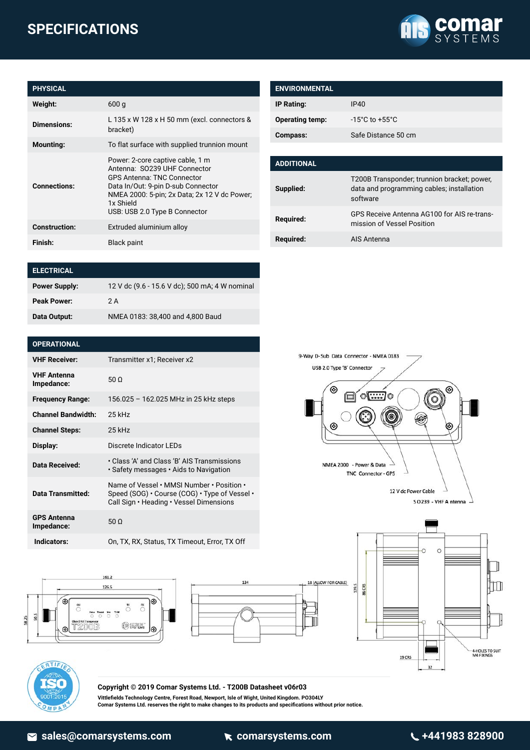# SPECIFICATIONS

## PHYSICAL

| | |
|---|---|
| **Weight:** | 600 g |
| **Dimensions:** | L 135 x W 128 x H 50 mm (excl. connectors & bracket) |
| **Mounting:** | To flat surface with supplied trunnion mount |
| **Connections:** | Power: 2-core captive cable, 1 m<br>Antenna: SO239 UHF Connector<br>GPS Antenna: TNC Connector<br>Data In/Out: 9-pin D-sub Connector<br>NMEA 2000: 5-pin; 2x Data; 2x 12 V dc Power; 1x Shield<br>USB: USB 2.0 Type B Connector |
| **Construction:** | Extruded aluminium alloy |
| **Finish:** | Black paint |

## ELECTRICAL

| | |
|---|---|
| **Power Supply:** | 12 V dc (9.6 - 15.6 V dc); 500 mA; 4 W nominal |
| **Peak Power:** | 2 A |
| **Data Output:** | NMEA 0183: 38,400 and 4,800 Baud |

## OPERATIONAL

| | |
|---|---|
| **VHF Receiver:** | Transmitter x1; Receiver x2 |
| **VHF Antenna Impedance:** | 50 Ω |
| **Frequency Range:** | 156.025 – 162.025 MHz in 25 kHz steps |
| **Channel Bandwidth:** | 25 kHz |
| **Channel Steps:** | 25 kHz |
| **Display:** | Discrete Indicator LEDs |
| **Data Received:** | • Class 'A' and Class 'B' AIS Transmissions<br>• Safety messages • Aids to Navigation |
| **Data Transmitted:** | Name of Vessel • MMSI Number • Position • Speed (SOG) • Course (COG) • Type of Vessel • Call Sign • Heading • Vessel Dimensions |
| **GPS Antenna Impedance:** | 50 Ω |
| **Indicators:** | On, TX, RX, Status, TX Timeout, Error, TX Off |

## ENVIRONMENTAL

| | |
|---|---|
| **IP Rating:** | IP40 |
| **Operating temp:** | -15°C to +55°C |
| **Compass:** | Safe Distance 50 cm |

## ADDITIONAL

| | |
|---|---|
| **Supplied:** | T200B Transponder; trunnion bracket; power, data and programming cables; installation software |
| **Required:** | GPS Receive Antenna AG100 for AIS re-transmission of Vessel Position |
| **Required:** | AIS Antenna |

9-Way D-Sub Data Connector - NMEA 0183
USB 2.0 Type 'B' Connector
NMEA 2000 - Power & Data
TNC Connector - GPS
12 V dc Power Cable
SO239 - VHF Antenna

161.2
126.5
58.25
50.5
134
18 (ALLOW FOR CABLE)
129.5
86 CRS
19 CRS
32
4-HOLES TO SUIT M4 FIXINGS

**Copyright © 2019 Comar Systems Ltd. - T200B Datasheet v06r03**

**Vittlefields Technology Centre, Forest Road, Newport, Isle of Wight, United Kingdom. PO304LY**
**Comar Systems Ltd. reserves the right to make changes to its products and specifications without prior notice.**

sales@comarsystems.com | comarsystems.com | +441983 828900